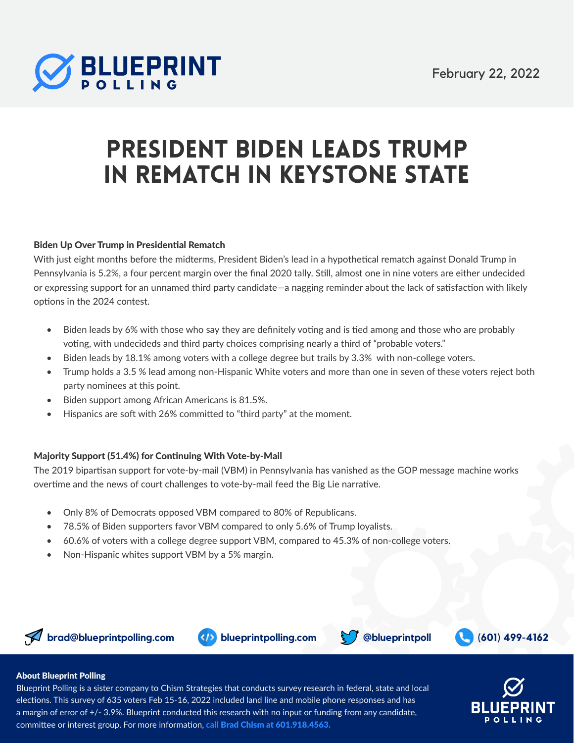**BLUEPRINT POLLING**

February 22, 2022

# PRESIDENT BIDEN LEADS TRUMP IN REMATCH IN KEYSTONE STATE

### Biden Up Over Trump in Presidential Rematch

With just eight months before the midterms, President Biden's lead in a hypothetical rematch against Donald Trump in Pennsylvania is 5.2%, a four percent margin over the final 2020 tally. Still, almost one in nine voters are either undecided or expressing support for an unnamed third party candidate—a nagging reminder about the lack of satisfaction with likely options in the 2024 contest.

- Biden leads by 6% with those who say they are definitely voting and is tied among and those who are probably voting, with undecideds and third party choices comprising nearly a third of "probable voters."
- Biden leads by 18.1% among voters with a college degree but trails by 3.3% with non-college voters.
- Trump holds a 3.5 % lead among non-Hispanic White voters and more than one in seven of these voters reject both party nominees at this point.
- Biden support among African Americans is 81.5%.
- Hispanics are soft with 26% committed to "third party" at the moment.

### Majority Support (51.4%) for Continuing With Vote-by-Mail

The 2019 bipartisan support for vote-by-mail (VBM) in Pennsylvania has vanished as the GOP message machine works overtime and the news of court challenges to vote-by-mail feed the Big Lie narrative.

- Only 8% of Democrats opposed VBM compared to 80% of Republicans.
- 78.5% of Biden supporters favor VBM compared to only 5.6% of Trump loyalists.
- 60.6% of voters with a college degree support VBM, compared to 45.3% of non-college voters.
- Non-Hispanic whites support VBM by a 5% margin.

brad@blueprintpolling.com | blueprintpolling.com | @blueprintpoll | (601) 499-4162

**About Blueprint Polling**

Blueprint Polling is a sister company to Chism Strategies that conducts survey research in federal, state and local elections. This survey of 635 voters Feb 15-16, 2022 included land line and mobile phone responses and has a margin of error of +/- 3.9%. Blueprint conducted this research with no input or funding from any candidate, committee or interest group. For more information, **call Brad Chism at 601.918.4563.**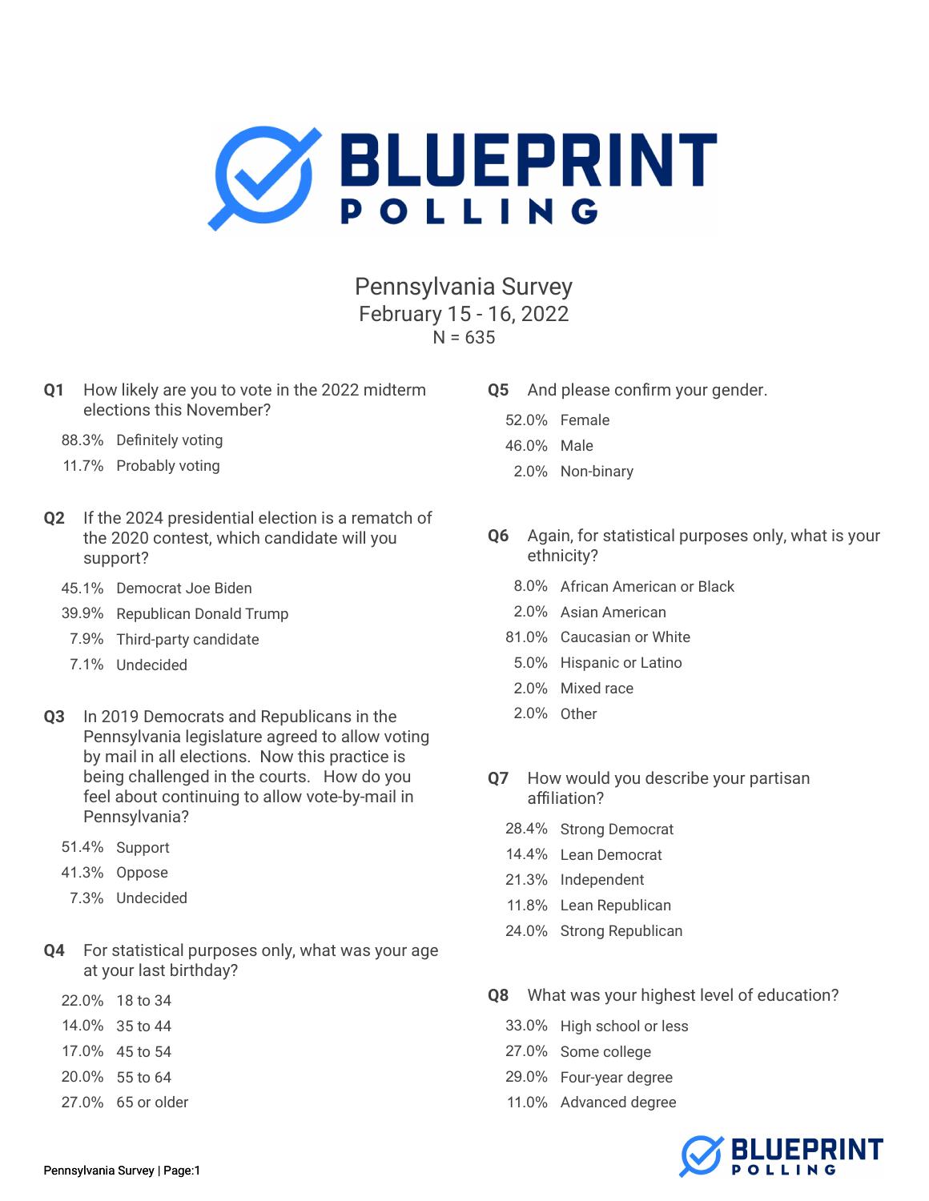# BLUEPRINT POLLING

## Pennsylvania Survey
## February 15 - 16, 2022
N = 635

**Q1** How likely are you to vote in the 2022 midterm elections this November?

| | |
|---|---|
| 88.3% | Definitely voting |
| 11.7% | Probably voting |

**Q2** If the 2024 presidential election is a rematch of the 2020 contest, which candidate will you support?

| | |
|---|---|
| 45.1% | Democrat Joe Biden |
| 39.9% | Republican Donald Trump |
| 7.9% | Third-party candidate |
| 7.1% | Undecided |

**Q3** In 2019 Democrats and Republicans in the Pennsylvania legislature agreed to allow voting by mail in all elections. Now this practice is being challenged in the courts. How do you feel about continuing to allow vote-by-mail in Pennsylvania?

| | |
|---|---|
| 51.4% | Support |
| 41.3% | Oppose |
| 7.3% | Undecided |

**Q4** For statistical purposes only, what was your age at your last birthday?

| | |
|---|---|
| 22.0% | 18 to 34 |
| 14.0% | 35 to 44 |
| 17.0% | 45 to 54 |
| 20.0% | 55 to 64 |
| 27.0% | 65 or older |

**Q5** And please confirm your gender.

| | |
|---|---|
| 52.0% | Female |
| 46.0% | Male |
| 2.0% | Non-binary |

**Q6** Again, for statistical purposes only, what is your ethnicity?

| | |
|---|---|
| 8.0% | African American or Black |
| 2.0% | Asian American |
| 81.0% | Caucasian or White |
| 5.0% | Hispanic or Latino |
| 2.0% | Mixed race |
| 2.0% | Other |

**Q7** How would you describe your partisan affiliation?

| | |
|---|---|
| 28.4% | Strong Democrat |
| 14.4% | Lean Democrat |
| 21.3% | Independent |
| 11.8% | Lean Republican |
| 24.0% | Strong Republican |

**Q8** What was your highest level of education?

| | |
|---|---|
| 33.0% | High school or less |
| 27.0% | Some college |
| 29.0% | Four-year degree |
| 11.0% | Advanced degree |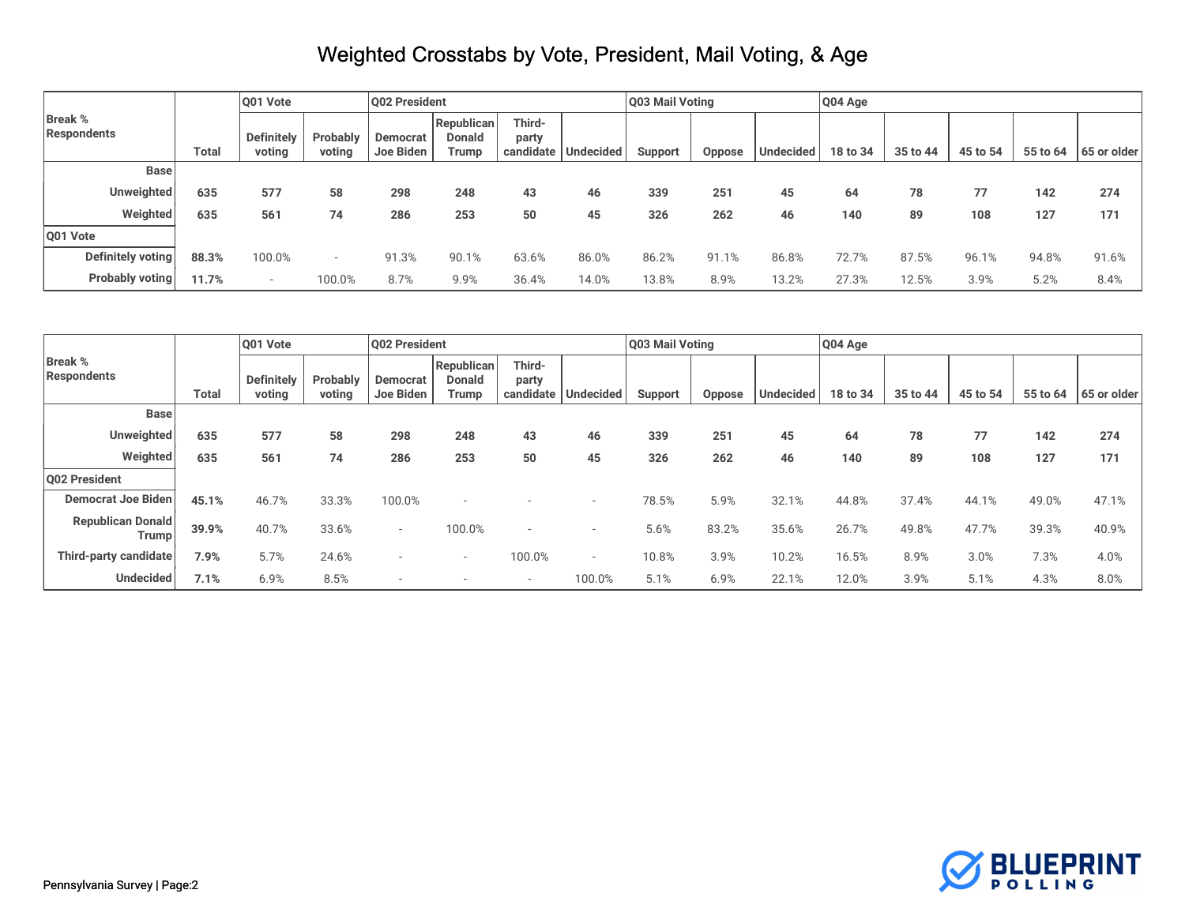# Weighted Crosstabs by Vote, President, Mail Voting, & Age

| Break % Respondents | Total | Q01 Vote | | Q02 President | | | | Q03 Mail Voting | | | Q04 Age | | | | |
|---|---|---|---|---|---|---|---|---|---|---|---|---|---|---|---|
| | | Definitely voting | Probably voting | Democrat Joe Biden | Republican Donald Trump | Third-party candidate | Undecided | Support | Oppose | Undecided | 18 to 34 | 35 to 44 | 45 to 54 | 55 to 64 | 65 or older |
| **Base** | | | | | | | | | | | | | | | |
| **Unweighted** | **635** | **577** | **58** | **298** | **248** | **43** | **46** | **339** | **251** | **45** | **64** | **78** | **77** | **142** | **274** |
| **Weighted** | **635** | **561** | **74** | **286** | **253** | **50** | **45** | **326** | **262** | **46** | **140** | **89** | **108** | **127** | **171** |
| **Q01 Vote** | | | | | | | | | | | | | | | |
| **Definitely voting** | **88.3%** | 100.0% | - | 91.3% | 90.1% | 63.6% | 86.0% | 86.2% | 91.1% | 86.8% | 72.7% | 87.5% | 96.1% | 94.8% | 91.6% |
| **Probably voting** | **11.7%** | - | 100.0% | 8.7% | 9.9% | 36.4% | 14.0% | 13.8% | 8.9% | 13.2% | 27.3% | 12.5% | 3.9% | 5.2% | 8.4% |

| Break % Respondents | Total | Q01 Vote | | Q02 President | | | | Q03 Mail Voting | | | Q04 Age | | | | |
|---|---|---|---|---|---|---|---|---|---|---|---|---|---|---|---|
| | | Definitely voting | Probably voting | Democrat Joe Biden | Republican Donald Trump | Third-party candidate | Undecided | Support | Oppose | Undecided | 18 to 34 | 35 to 44 | 45 to 54 | 55 to 64 | 65 or older |
| **Base** | | | | | | | | | | | | | | | |
| **Unweighted** | **635** | **577** | **58** | **298** | **248** | **43** | **46** | **339** | **251** | **45** | **64** | **78** | **77** | **142** | **274** |
| **Weighted** | **635** | **561** | **74** | **286** | **253** | **50** | **45** | **326** | **262** | **46** | **140** | **89** | **108** | **127** | **171** |
| **Q02 President** | | | | | | | | | | | | | | | |
| **Democrat Joe Biden** | **45.1%** | 46.7% | 33.3% | 100.0% | - | - | - | 78.5% | 5.9% | 32.1% | 44.8% | 37.4% | 44.1% | 49.0% | 47.1% |
| **Republican Donald Trump** | **39.9%** | 40.7% | 33.6% | - | 100.0% | - | - | 5.6% | 83.2% | 35.6% | 26.7% | 49.8% | 47.7% | 39.3% | 40.9% |
| **Third-party candidate** | **7.9%** | 5.7% | 24.6% | - | - | 100.0% | - | 10.8% | 3.9% | 10.2% | 16.5% | 8.9% | 3.0% | 7.3% | 4.0% |
| **Undecided** | **7.1%** | 6.9% | 8.5% | - | - | - | 100.0% | 5.1% | 6.9% | 22.1% | 12.0% | 3.9% | 5.1% | 4.3% | 8.0% |

Pennsylvania Survey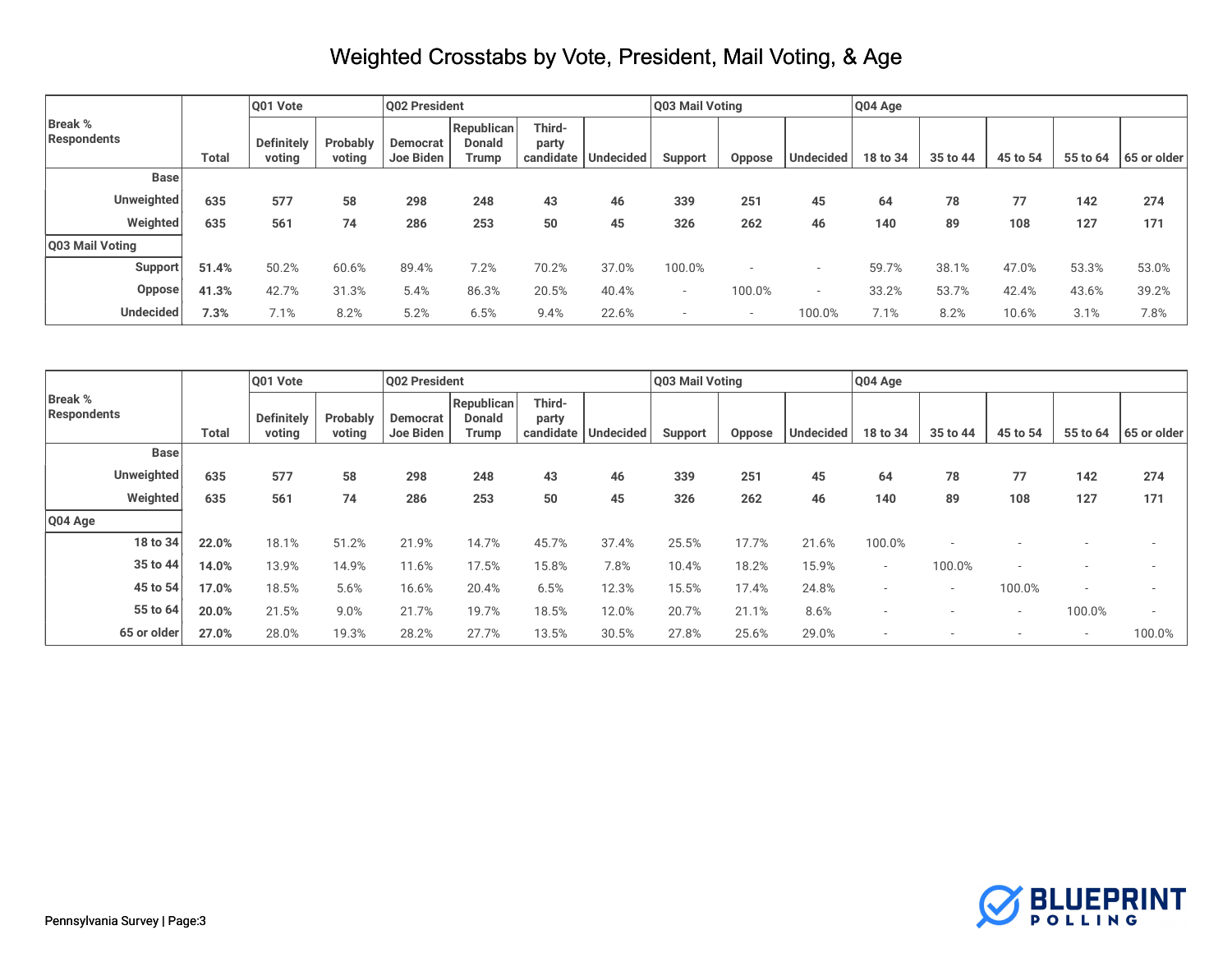# Weighted Crosstabs by Vote, President, Mail Voting, & Age

| Break % Respondents | Total | Q01 Vote | | Q02 President | | | | Q03 Mail Voting | | | Q04 Age | | | | |
|---|---|---|---|---|---|---|---|---|---|---|---|---|---|---|---|
| | | Definitely voting | Probably voting | Democrat Joe Biden | Republican Donald Trump | Third-party candidate | Undecided | Support | Oppose | Undecided | 18 to 34 | 35 to 44 | 45 to 54 | 55 to 64 | 65 or older |
| Base | | | | | | | | | | | | | | | |
| Unweighted | 635 | 577 | 58 | 298 | 248 | 43 | 46 | 339 | 251 | 45 | 64 | 78 | 77 | 142 | 274 |
| Weighted | 635 | 561 | 74 | 286 | 253 | 50 | 45 | 326 | 262 | 46 | 140 | 89 | 108 | 127 | 171 |
| **Q03 Mail Voting** | | | | | | | | | | | | | | | |
| Support | **51.4%** | 50.2% | 60.6% | 89.4% | 7.2% | 70.2% | 37.0% | 100.0% | - | - | 59.7% | 38.1% | 47.0% | 53.3% | 53.0% |
| Oppose | **41.3%** | 42.7% | 31.3% | 5.4% | 86.3% | 20.5% | 40.4% | - | 100.0% | - | 33.2% | 53.7% | 42.4% | 43.6% | 39.2% |
| Undecided | **7.3%** | 7.1% | 8.2% | 5.2% | 6.5% | 9.4% | 22.6% | - | - | 100.0% | 7.1% | 8.2% | 10.6% | 3.1% | 7.8% |

| Break % Respondents | Total | Q01 Vote | | Q02 President | | | | Q03 Mail Voting | | | Q04 Age | | | | |
|---|---|---|---|---|---|---|---|---|---|---|---|---|---|---|---|
| | | Definitely voting | Probably voting | Democrat Joe Biden | Republican Donald Trump | Third-party candidate | Undecided | Support | Oppose | Undecided | 18 to 34 | 35 to 44 | 45 to 54 | 55 to 64 | 65 or older |
| Base | | | | | | | | | | | | | | | |
| Unweighted | 635 | 577 | 58 | 298 | 248 | 43 | 46 | 339 | 251 | 45 | 64 | 78 | 77 | 142 | 274 |
| Weighted | 635 | 561 | 74 | 286 | 253 | 50 | 45 | 326 | 262 | 46 | 140 | 89 | 108 | 127 | 171 |
| **Q04 Age** | | | | | | | | | | | | | | | |
| 18 to 34 | **22.0%** | 18.1% | 51.2% | 21.9% | 14.7% | 45.7% | 37.4% | 25.5% | 17.7% | 21.6% | 100.0% | - | - | - | - |
| 35 to 44 | **14.0%** | 13.9% | 14.9% | 11.6% | 17.5% | 15.8% | 7.8% | 10.4% | 18.2% | 15.9% | - | 100.0% | - | - | - |
| 45 to 54 | **17.0%** | 18.5% | 5.6% | 16.6% | 20.4% | 6.5% | 12.3% | 15.5% | 17.4% | 24.8% | - | - | 100.0% | - | - |
| 55 to 64 | **20.0%** | 21.5% | 9.0% | 21.7% | 19.7% | 18.5% | 12.0% | 20.7% | 21.1% | 8.6% | - | - | - | 100.0% | - |
| 65 or older | **27.0%** | 28.0% | 19.3% | 28.2% | 27.7% | 13.5% | 30.5% | 27.8% | 25.6% | 29.0% | - | - | - | - | 100.0% |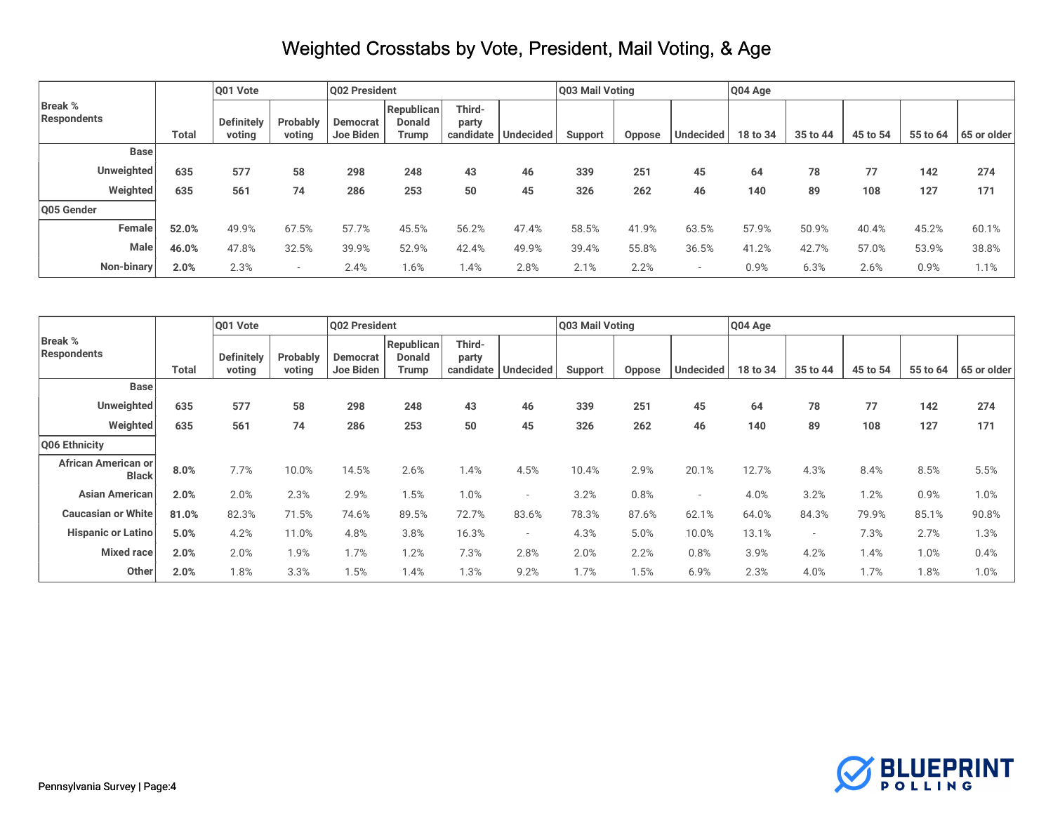# Weighted Crosstabs by Vote, President, Mail Voting, & Age

| Break % Respondents | Total | Q01 Vote | | Q02 President | | | | Q03 Mail Voting | | | Q04 Age | | | | |
|---|---|---|---|---|---|---|---|---|---|---|---|---|---|---|---|
| | | Definitely voting | Probably voting | Democrat Joe Biden | Republican Donald Trump | Third-party candidate | Undecided | Support | Oppose | Undecided | 18 to 34 | 35 to 44 | 45 to 54 | 55 to 64 | 65 or older |
| **Base** | | | | | | | | | | | | | | | |
| **Unweighted** | **635** | **577** | **58** | **298** | **248** | **43** | **46** | **339** | **251** | **45** | **64** | **78** | **77** | **142** | **274** |
| **Weighted** | **635** | **561** | **74** | **286** | **253** | **50** | **45** | **326** | **262** | **46** | **140** | **89** | **108** | **127** | **171** |
| **Q05 Gender** | | | | | | | | | | | | | | | |
| **Female** | **52.0%** | 49.9% | 67.5% | 57.7% | 45.5% | 56.2% | 47.4% | 58.5% | 41.9% | 63.5% | 57.9% | 50.9% | 40.4% | 45.2% | 60.1% |
| **Male** | **46.0%** | 47.8% | 32.5% | 39.9% | 52.9% | 42.4% | 49.9% | 39.4% | 55.8% | 36.5% | 41.2% | 42.7% | 57.0% | 53.9% | 38.8% |
| **Non-binary** | **2.0%** | 2.3% | - | 2.4% | 1.6% | 1.4% | 2.8% | 2.1% | 2.2% | - | 0.9% | 6.3% | 2.6% | 0.9% | 1.1% |

| Break % Respondents | Total | Q01 Vote | | Q02 President | | | | Q03 Mail Voting | | | Q04 Age | | | | |
|---|---|---|---|---|---|---|---|---|---|---|---|---|---|---|---|
| | | Definitely voting | Probably voting | Democrat Joe Biden | Republican Donald Trump | Third-party candidate | Undecided | Support | Oppose | Undecided | 18 to 34 | 35 to 44 | 45 to 54 | 55 to 64 | 65 or older |
| **Base** | | | | | | | | | | | | | | | |
| **Unweighted** | **635** | **577** | **58** | **298** | **248** | **43** | **46** | **339** | **251** | **45** | **64** | **78** | **77** | **142** | **274** |
| **Weighted** | **635** | **561** | **74** | **286** | **253** | **50** | **45** | **326** | **262** | **46** | **140** | **89** | **108** | **127** | **171** |
| **Q06 Ethnicity** | | | | | | | | | | | | | | | |
| **African American or Black** | **8.0%** | 7.7% | 10.0% | 14.5% | 2.6% | 1.4% | 4.5% | 10.4% | 2.9% | 20.1% | 12.7% | 4.3% | 8.4% | 8.5% | 5.5% |
| **Asian American** | **2.0%** | 2.0% | 2.3% | 2.9% | 1.5% | 1.0% | - | 3.2% | 0.8% | - | 4.0% | 3.2% | 1.2% | 0.9% | 1.0% |
| **Caucasian or White** | **81.0%** | 82.3% | 71.5% | 74.6% | 89.5% | 72.7% | 83.6% | 78.3% | 87.6% | 62.1% | 64.0% | 84.3% | 79.9% | 85.1% | 90.8% |
| **Hispanic or Latino** | **5.0%** | 4.2% | 11.0% | 4.8% | 3.8% | 16.3% | - | 4.3% | 5.0% | 10.0% | 13.1% | - | 7.3% | 2.7% | 1.3% |
| **Mixed race** | **2.0%** | 2.0% | 1.9% | 1.7% | 1.2% | 7.3% | 2.8% | 2.0% | 2.2% | 0.8% | 3.9% | 4.2% | 1.4% | 1.0% | 0.4% |
| **Other** | **2.0%** | 1.8% | 3.3% | 1.5% | 1.4% | 1.3% | 9.2% | 1.7% | 1.5% | 6.9% | 2.3% | 4.0% | 1.7% | 1.8% | 1.0% |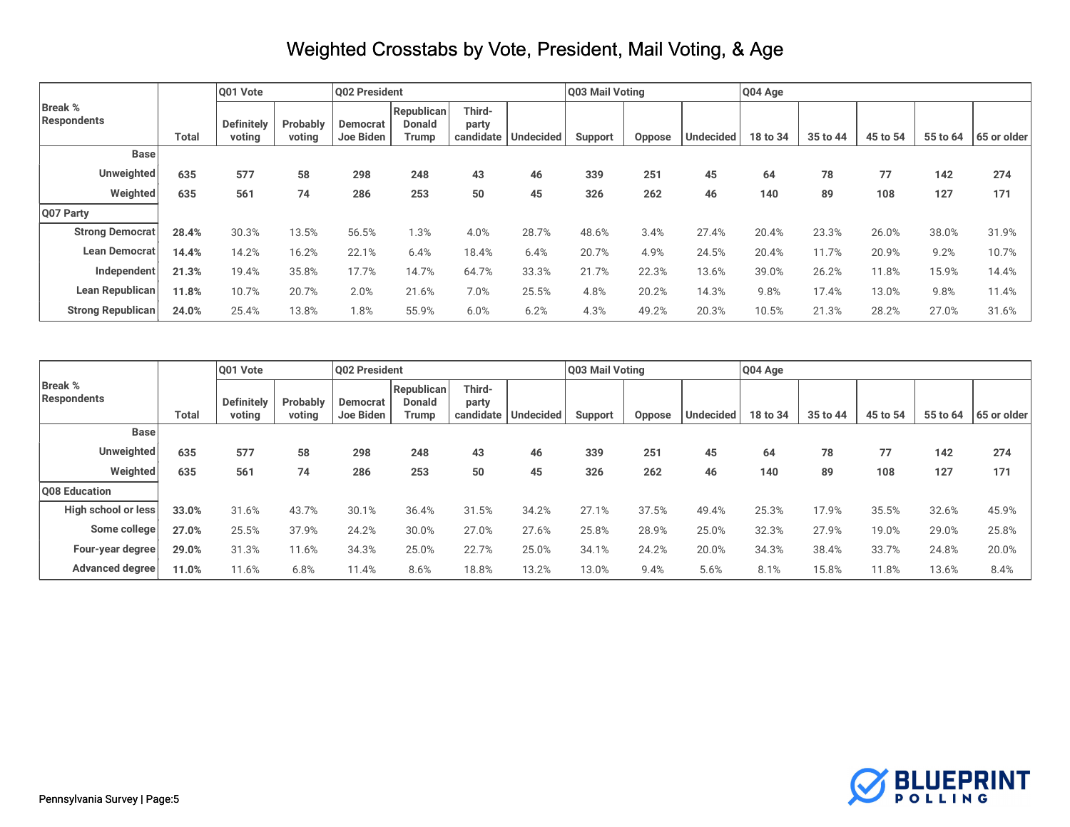# Weighted Crosstabs by Vote, President, Mail Voting, & Age

| Break % Respondents | Total | Q01 Vote | | Q02 President | | | | Q03 Mail Voting | | | Q04 Age | | | | |
|---|---|---|---|---|---|---|---|---|---|---|---|---|---|---|---|
| | | Definitely voting | Probably voting | Democrat Joe Biden | Republican Donald Trump | Third-party candidate | Undecided | Support | Oppose | Undecided | 18 to 34 | 35 to 44 | 45 to 54 | 55 to 64 | 65 or older |
| **Base** | | | | | | | | | | | | | | | |
| **Unweighted** | **635** | **577** | **58** | **298** | **248** | **43** | **46** | **339** | **251** | **45** | **64** | **78** | **77** | **142** | **274** |
| **Weighted** | **635** | **561** | **74** | **286** | **253** | **50** | **45** | **326** | **262** | **46** | **140** | **89** | **108** | **127** | **171** |
| **Q07 Party** | | | | | | | | | | | | | | | |
| **Strong Democrat** | **28.4%** | 30.3% | 13.5% | 56.5% | 1.3% | 4.0% | 28.7% | 48.6% | 3.4% | 27.4% | 20.4% | 23.3% | 26.0% | 38.0% | 31.9% |
| **Lean Democrat** | **14.4%** | 14.2% | 16.2% | 22.1% | 6.4% | 18.4% | 6.4% | 20.7% | 4.9% | 24.5% | 20.4% | 11.7% | 20.9% | 9.2% | 10.7% |
| **Independent** | **21.3%** | 19.4% | 35.8% | 17.7% | 14.7% | 64.7% | 33.3% | 21.7% | 22.3% | 13.6% | 39.0% | 26.2% | 11.8% | 15.9% | 14.4% |
| **Lean Republican** | **11.8%** | 10.7% | 20.7% | 2.0% | 21.6% | 7.0% | 25.5% | 4.8% | 20.2% | 14.3% | 9.8% | 17.4% | 13.0% | 9.8% | 11.4% |
| **Strong Republican** | **24.0%** | 25.4% | 13.8% | 1.8% | 55.9% | 6.0% | 6.2% | 4.3% | 49.2% | 20.3% | 10.5% | 21.3% | 28.2% | 27.0% | 31.6% |

| Break % Respondents | Total | Q01 Vote | | Q02 President | | | | Q03 Mail Voting | | | Q04 Age | | | | |
|---|---|---|---|---|---|---|---|---|---|---|---|---|---|---|---|
| | | Definitely voting | Probably voting | Democrat Joe Biden | Republican Donald Trump | Third-party candidate | Undecided | Support | Oppose | Undecided | 18 to 34 | 35 to 44 | 45 to 54 | 55 to 64 | 65 or older |
| **Base** | | | | | | | | | | | | | | | |
| **Unweighted** | **635** | **577** | **58** | **298** | **248** | **43** | **46** | **339** | **251** | **45** | **64** | **78** | **77** | **142** | **274** |
| **Weighted** | **635** | **561** | **74** | **286** | **253** | **50** | **45** | **326** | **262** | **46** | **140** | **89** | **108** | **127** | **171** |
| **Q08 Education** | | | | | | | | | | | | | | | |
| **High school or less** | **33.0%** | 31.6% | 43.7% | 30.1% | 36.4% | 31.5% | 34.2% | 27.1% | 37.5% | 49.4% | 25.3% | 17.9% | 35.5% | 32.6% | 45.9% |
| **Some college** | **27.0%** | 25.5% | 37.9% | 24.2% | 30.0% | 27.0% | 27.6% | 25.8% | 28.9% | 25.0% | 32.3% | 27.9% | 19.0% | 29.0% | 25.8% |
| **Four-year degree** | **29.0%** | 31.3% | 11.6% | 34.3% | 25.0% | 22.7% | 25.0% | 34.1% | 24.2% | 20.0% | 34.3% | 38.4% | 33.7% | 24.8% | 20.0% |
| **Advanced degree** | **11.0%** | 11.6% | 6.8% | 11.4% | 8.6% | 18.8% | 13.2% | 13.0% | 9.4% | 5.6% | 8.1% | 15.8% | 11.8% | 13.6% | 8.4% |

Pennsylvania Survey | Page:5

BLUEPRINT POLLING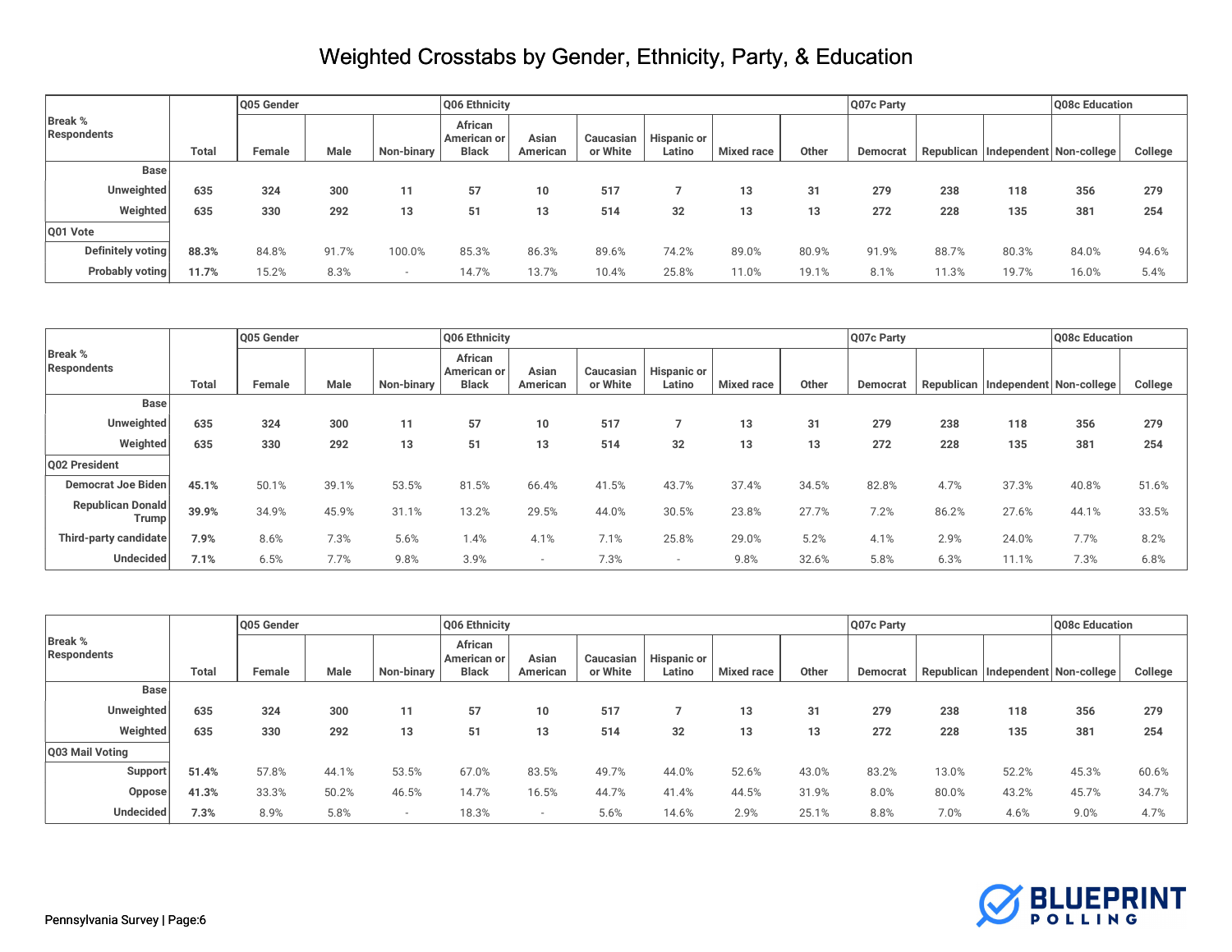# Weighted Crosstabs by Gender, Ethnicity, Party, & Education

| Break % Respondents | Total | Q05 Gender | | | Q06 Ethnicity | | | | | | Q07c Party | | | Q08c Education | |
|---|---|---|---|---|---|---|---|---|---|---|---|---|---|---|---|
| | | Female | Male | Non-binary | African American or Black | Asian American | Caucasian or White | Hispanic or Latino | Mixed race | Other | Democrat | Republican | Independent | Non-college | College |
| **Base** | | | | | | | | | | | | | | | |
| **Unweighted** | **635** | **324** | **300** | **11** | **57** | **10** | **517** | **7** | **13** | **31** | **279** | **238** | **118** | **356** | **279** |
| **Weighted** | **635** | **330** | **292** | **13** | **51** | **13** | **514** | **32** | **13** | **13** | **272** | **228** | **135** | **381** | **254** |
| **Q01 Vote** | | | | | | | | | | | | | | | |
| **Definitely voting** | **88.3%** | 84.8% | 91.7% | 100.0% | 85.3% | 86.3% | 89.6% | 74.2% | 89.0% | 80.9% | 91.9% | 88.7% | 80.3% | 84.0% | 94.6% |
| **Probably voting** | **11.7%** | 15.2% | 8.3% | - | 14.7% | 13.7% | 10.4% | 25.8% | 11.0% | 19.1% | 8.1% | 11.3% | 19.7% | 16.0% | 5.4% |

| Break % Respondents | Total | Q05 Gender | | | Q06 Ethnicity | | | | | | Q07c Party | | | Q08c Education | |
|---|---|---|---|---|---|---|---|---|---|---|---|---|---|---|---|
| | | Female | Male | Non-binary | African American or Black | Asian American | Caucasian or White | Hispanic or Latino | Mixed race | Other | Democrat | Republican | Independent | Non-college | College |
| **Base** | | | | | | | | | | | | | | | |
| **Unweighted** | **635** | **324** | **300** | **11** | **57** | **10** | **517** | **7** | **13** | **31** | **279** | **238** | **118** | **356** | **279** |
| **Weighted** | **635** | **330** | **292** | **13** | **51** | **13** | **514** | **32** | **13** | **13** | **272** | **228** | **135** | **381** | **254** |
| **Q02 President** | | | | | | | | | | | | | | | |
| **Democrat Joe Biden** | **45.1%** | 50.1% | 39.1% | 53.5% | 81.5% | 66.4% | 41.5% | 43.7% | 37.4% | 34.5% | 82.8% | 4.7% | 37.3% | 40.8% | 51.6% |
| **Republican Donald Trump** | **39.9%** | 34.9% | 45.9% | 31.1% | 13.2% | 29.5% | 44.0% | 30.5% | 23.8% | 27.7% | 7.2% | 86.2% | 27.6% | 44.1% | 33.5% |
| **Third-party candidate** | **7.9%** | 8.6% | 7.3% | 5.6% | 1.4% | 4.1% | 7.1% | 25.8% | 29.0% | 5.2% | 4.1% | 2.9% | 24.0% | 7.7% | 8.2% |
| **Undecided** | **7.1%** | 6.5% | 7.7% | 9.8% | 3.9% | - | 7.3% | - | 9.8% | 32.6% | 5.8% | 6.3% | 11.1% | 7.3% | 6.8% |

| Break % Respondents | Total | Q05 Gender | | | Q06 Ethnicity | | | | | | Q07c Party | | | Q08c Education | |
|---|---|---|---|---|---|---|---|---|---|---|---|---|---|---|---|
| | | Female | Male | Non-binary | African American or Black | Asian American | Caucasian or White | Hispanic or Latino | Mixed race | Other | Democrat | Republican | Independent | Non-college | College |
| **Base** | | | | | | | | | | | | | | | |
| **Unweighted** | **635** | **324** | **300** | **11** | **57** | **10** | **517** | **7** | **13** | **31** | **279** | **238** | **118** | **356** | **279** |
| **Weighted** | **635** | **330** | **292** | **13** | **51** | **13** | **514** | **32** | **13** | **13** | **272** | **228** | **135** | **381** | **254** |
| **Q03 Mail Voting** | | | | | | | | | | | | | | | |
| **Support** | **51.4%** | 57.8% | 44.1% | 53.5% | 67.0% | 83.5% | 49.7% | 44.0% | 52.6% | 43.0% | 83.2% | 13.0% | 52.2% | 45.3% | 60.6% |
| **Oppose** | **41.3%** | 33.3% | 50.2% | 46.5% | 14.7% | 16.5% | 44.7% | 41.4% | 44.5% | 31.9% | 8.0% | 80.0% | 43.2% | 45.7% | 34.7% |
| **Undecided** | **7.3%** | 8.9% | 5.8% | - | 18.3% | - | 5.6% | 14.6% | 2.9% | 25.1% | 8.8% | 7.0% | 4.6% | 9.0% | 4.7% |

Pennsylvania Survey | Page:6

BLUEPRINT POLLING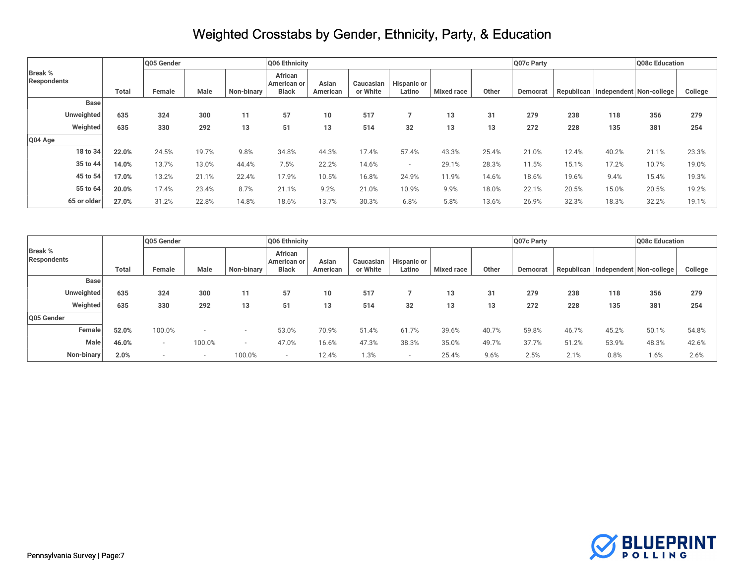# Weighted Crosstabs by Gender, Ethnicity, Party, & Education

| Break % Respondents | Total | Q05 Gender | | | Q06 Ethnicity | | | | | | Q07c Party | | | Q08c Education | |
|---|---|---|---|---|---|---|---|---|---|---|---|---|---|---|---|
| | | Female | Male | Non-binary | African American or Black | Asian American | Caucasian or White | Hispanic or Latino | Mixed race | Other | Democrat | Republican | Independent | Non-college | College |
| **Base** | | | | | | | | | | | | | | | |
| **Unweighted** | **635** | **324** | **300** | **11** | **57** | **10** | **517** | **7** | **13** | **31** | **279** | **238** | **118** | **356** | **279** |
| **Weighted** | **635** | **330** | **292** | **13** | **51** | **13** | **514** | **32** | **13** | **13** | **272** | **228** | **135** | **381** | **254** |
| **Q04 Age** | | | | | | | | | | | | | | | |
| **18 to 34** | **22.0%** | 24.5% | 19.7% | 9.8% | 34.8% | 44.3% | 17.4% | 57.4% | 43.3% | 25.4% | 21.0% | 12.4% | 40.2% | 21.1% | 23.3% |
| **35 to 44** | **14.0%** | 13.7% | 13.0% | 44.4% | 7.5% | 22.2% | 14.6% | - | 29.1% | 28.3% | 11.5% | 15.1% | 17.2% | 10.7% | 19.0% |
| **45 to 54** | **17.0%** | 13.2% | 21.1% | 22.4% | 17.9% | 10.5% | 16.8% | 24.9% | 11.9% | 14.6% | 18.6% | 19.6% | 9.4% | 15.4% | 19.3% |
| **55 to 64** | **20.0%** | 17.4% | 23.4% | 8.7% | 21.1% | 9.2% | 21.0% | 10.9% | 9.9% | 18.0% | 22.1% | 20.5% | 15.0% | 20.5% | 19.2% |
| **65 or older** | **27.0%** | 31.2% | 22.8% | 14.8% | 18.6% | 13.7% | 30.3% | 6.8% | 5.8% | 13.6% | 26.9% | 32.3% | 18.3% | 32.2% | 19.1% |

| Break % Respondents | Total | Q05 Gender | | | Q06 Ethnicity | | | | | | Q07c Party | | | Q08c Education | |
|---|---|---|---|---|---|---|---|---|---|---|---|---|---|---|---|
| | | Female | Male | Non-binary | African American or Black | Asian American | Caucasian or White | Hispanic or Latino | Mixed race | Other | Democrat | Republican | Independent | Non-college | College |
| **Base** | | | | | | | | | | | | | | | |
| **Unweighted** | **635** | **324** | **300** | **11** | **57** | **10** | **517** | **7** | **13** | **31** | **279** | **238** | **118** | **356** | **279** |
| **Weighted** | **635** | **330** | **292** | **13** | **51** | **13** | **514** | **32** | **13** | **13** | **272** | **228** | **135** | **381** | **254** |
| **Q05 Gender** | | | | | | | | | | | | | | | |
| **Female** | **52.0%** | 100.0% | - | - | 53.0% | 70.9% | 51.4% | 61.7% | 39.6% | 40.7% | 59.8% | 46.7% | 45.2% | 50.1% | 54.8% |
| **Male** | **46.0%** | - | 100.0% | - | 47.0% | 16.6% | 47.3% | 38.3% | 35.0% | 49.7% | 37.7% | 51.2% | 53.9% | 48.3% | 42.6% |
| **Non-binary** | **2.0%** | - | - | 100.0% | - | 12.4% | 1.3% | - | 25.4% | 9.6% | 2.5% | 2.1% | 0.8% | 1.6% | 2.6% |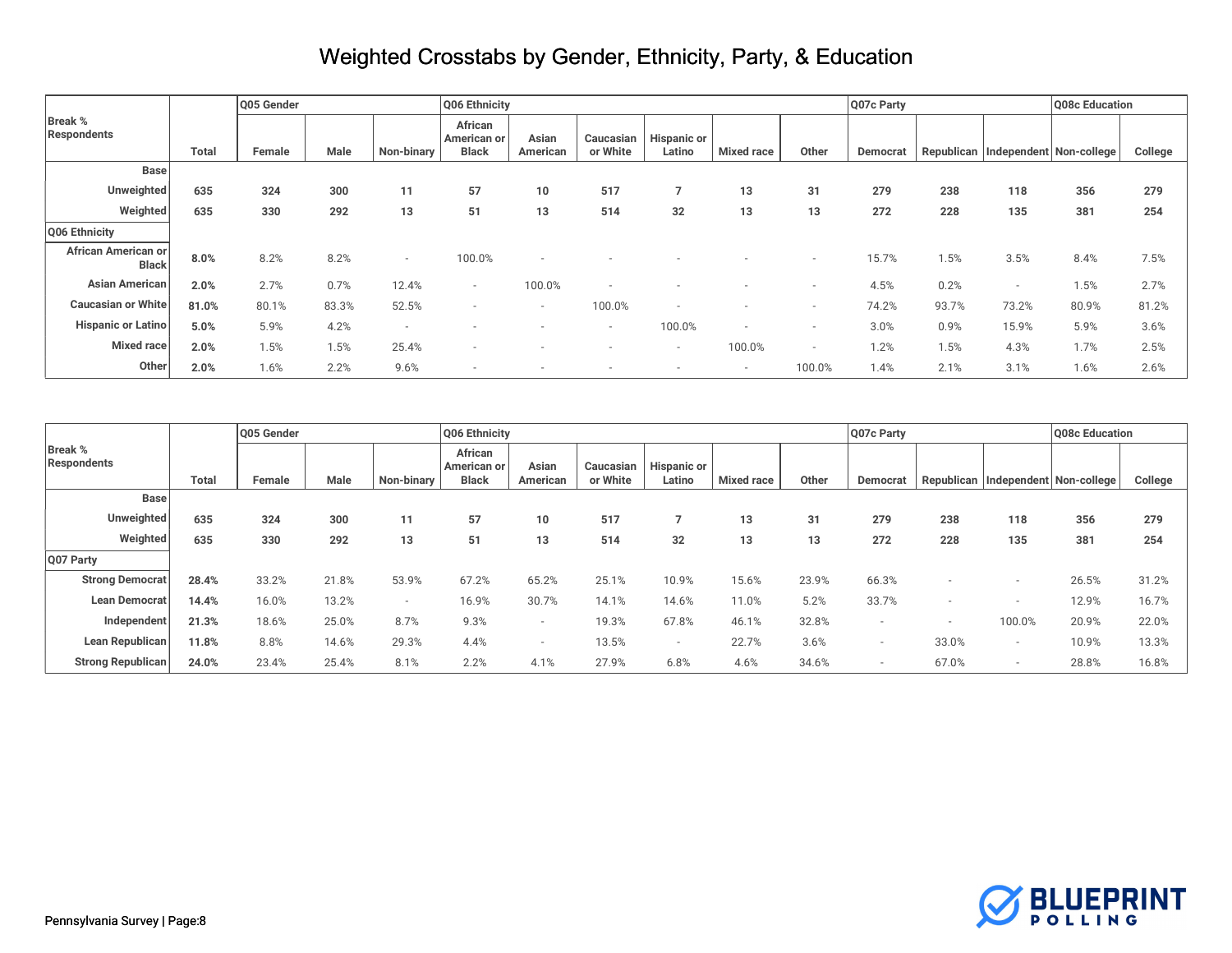# Weighted Crosstabs by Gender, Ethnicity, Party, & Education

| Break % Respondents | Total | Q05 Gender | | | Q06 Ethnicity | | | | | | Q07c Party | | | Q08c Education | |
|---|---|---|---|---|---|---|---|---|---|---|---|---|---|---|---|
| | | Female | Male | Non-binary | African American or Black | Asian American | Caucasian or White | Hispanic or Latino | Mixed race | Other | Democrat | Republican | Independent | Non-college | College |
| **Base** | | | | | | | | | | | | | | | |
| **Unweighted** | 635 | 324 | 300 | 11 | 57 | 10 | 517 | 7 | 13 | 31 | 279 | 238 | 118 | 356 | 279 |
| **Weighted** | 635 | 330 | 292 | 13 | 51 | 13 | 514 | 32 | 13 | 13 | 272 | 228 | 135 | 381 | 254 |
| **Q06 Ethnicity** | | | | | | | | | | | | | | | |
| **African American or Black** | **8.0%** | 8.2% | 8.2% | - | 100.0% | - | - | - | - | - | 15.7% | 1.5% | 3.5% | 8.4% | 7.5% |
| **Asian American** | **2.0%** | 2.7% | 0.7% | 12.4% | - | 100.0% | - | - | - | - | 4.5% | 0.2% | - | 1.5% | 2.7% |
| **Caucasian or White** | **81.0%** | 80.1% | 83.3% | 52.5% | - | - | 100.0% | - | - | - | 74.2% | 93.7% | 73.2% | 80.9% | 81.2% |
| **Hispanic or Latino** | **5.0%** | 5.9% | 4.2% | - | - | - | - | 100.0% | - | - | 3.0% | 0.9% | 15.9% | 5.9% | 3.6% |
| **Mixed race** | **2.0%** | 1.5% | 1.5% | 25.4% | - | - | - | - | 100.0% | - | 1.2% | 1.5% | 4.3% | 1.7% | 2.5% |
| **Other** | **2.0%** | 1.6% | 2.2% | 9.6% | - | - | - | - | - | 100.0% | 1.4% | 2.1% | 3.1% | 1.6% | 2.6% |

| Break % Respondents | Total | Q05 Gender | | | Q06 Ethnicity | | | | | | Q07c Party | | | Q08c Education | |
|---|---|---|---|---|---|---|---|---|---|---|---|---|---|---|---|
| | | Female | Male | Non-binary | African American or Black | Asian American | Caucasian or White | Hispanic or Latino | Mixed race | Other | Democrat | Republican | Independent | Non-college | College |
| **Base** | | | | | | | | | | | | | | | |
| **Unweighted** | 635 | 324 | 300 | 11 | 57 | 10 | 517 | 7 | 13 | 31 | 279 | 238 | 118 | 356 | 279 |
| **Weighted** | 635 | 330 | 292 | 13 | 51 | 13 | 514 | 32 | 13 | 13 | 272 | 228 | 135 | 381 | 254 |
| **Q07 Party** | | | | | | | | | | | | | | | |
| **Strong Democrat** | **28.4%** | 33.2% | 21.8% | 53.9% | 67.2% | 65.2% | 25.1% | 10.9% | 15.6% | 23.9% | 66.3% | - | - | 26.5% | 31.2% |
| **Lean Democrat** | **14.4%** | 16.0% | 13.2% | - | 16.9% | 30.7% | 14.1% | 14.6% | 11.0% | 5.2% | 33.7% | - | - | 12.9% | 16.7% |
| **Independent** | **21.3%** | 18.6% | 25.0% | 8.7% | 9.3% | - | 19.3% | 67.8% | 46.1% | 32.8% | - | - | 100.0% | 20.9% | 22.0% |
| **Lean Republican** | **11.8%** | 8.8% | 14.6% | 29.3% | 4.4% | - | 13.5% | - | 22.7% | 3.6% | - | 33.0% | - | 10.9% | 13.3% |
| **Strong Republican** | **24.0%** | 23.4% | 25.4% | 8.1% | 2.2% | 4.1% | 27.9% | 6.8% | 4.6% | 34.6% | - | 67.0% | - | 28.8% | 16.8% |

Pennsylvania Survey | Page:8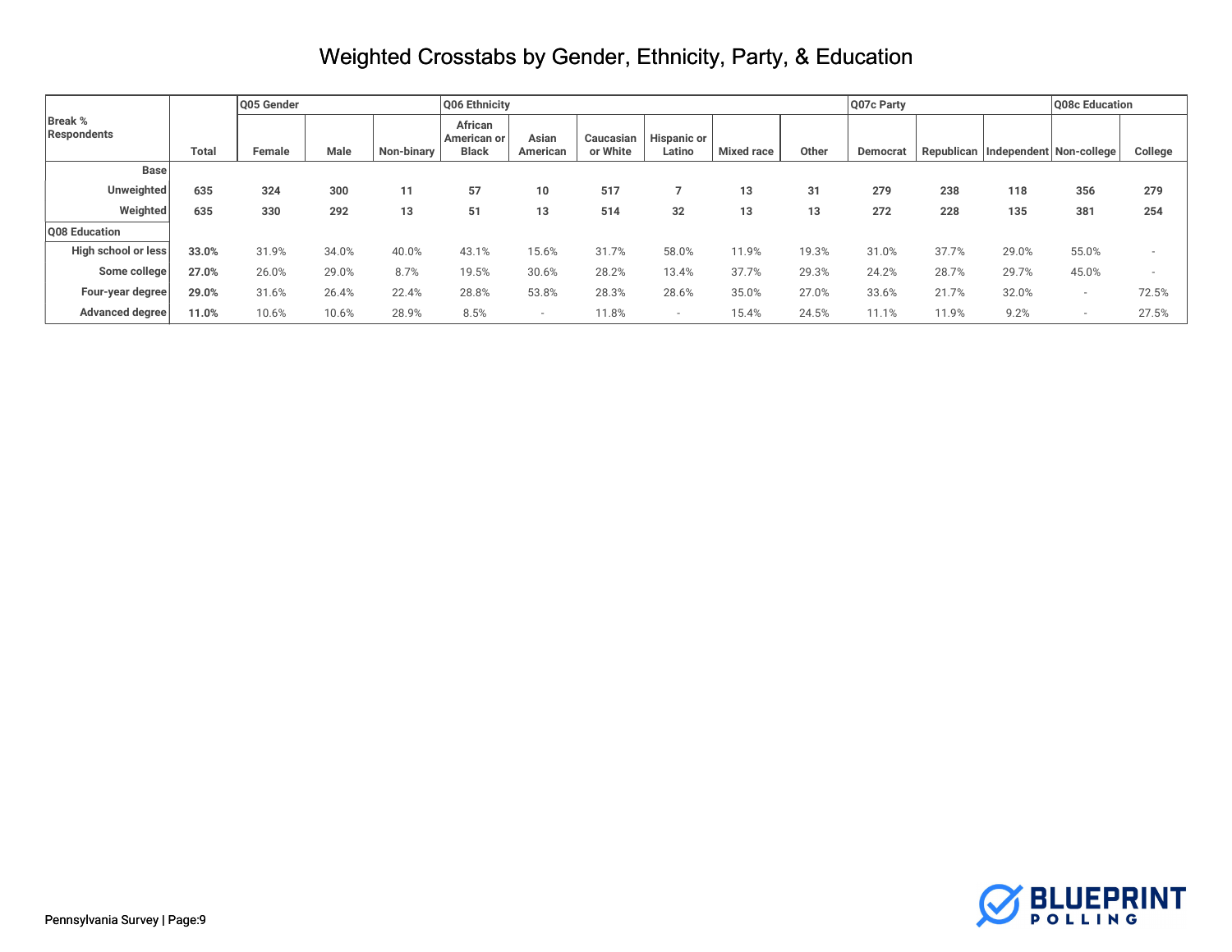# Weighted Crosstabs by Gender, Ethnicity, Party, & Education

| Break % Respondents | Total | Q05 Gender | | | Q06 Ethnicity | | | | | | Q07c Party | | | Q08c Education | |
|---|---|---|---|---|---|---|---|---|---|---|---|---|---|---|---|
| | | Female | Male | Non-binary | African American or Black | Asian American | Caucasian or White | Hispanic or Latino | Mixed race | Other | Democrat | Republican | Independent | Non-college | College |
| **Base** | | | | | | | | | | | | | | | |
| **Unweighted** | **635** | **324** | **300** | **11** | **57** | **10** | **517** | **7** | **13** | **31** | **279** | **238** | **118** | **356** | **279** |
| **Weighted** | **635** | **330** | **292** | **13** | **51** | **13** | **514** | **32** | **13** | **13** | **272** | **228** | **135** | **381** | **254** |
| **Q08 Education** | | | | | | | | | | | | | | | |
| **High school or less** | **33.0%** | 31.9% | 34.0% | 40.0% | 43.1% | 15.6% | 31.7% | 58.0% | 11.9% | 19.3% | 31.0% | 37.7% | 29.0% | 55.0% | - |
| **Some college** | **27.0%** | 26.0% | 29.0% | 8.7% | 19.5% | 30.6% | 28.2% | 13.4% | 37.7% | 29.3% | 24.2% | 28.7% | 29.7% | 45.0% | - |
| **Four-year degree** | **29.0%** | 31.6% | 26.4% | 22.4% | 28.8% | 53.8% | 28.3% | 28.6% | 35.0% | 27.0% | 33.6% | 21.7% | 32.0% | - | 72.5% |
| **Advanced degree** | **11.0%** | 10.6% | 10.6% | 28.9% | 8.5% | - | 11.8% | - | 15.4% | 24.5% | 11.1% | 11.9% | 9.2% | - | 27.5% |

Pennsylvania Survey | Page:9

BLUEPRINT POLLING